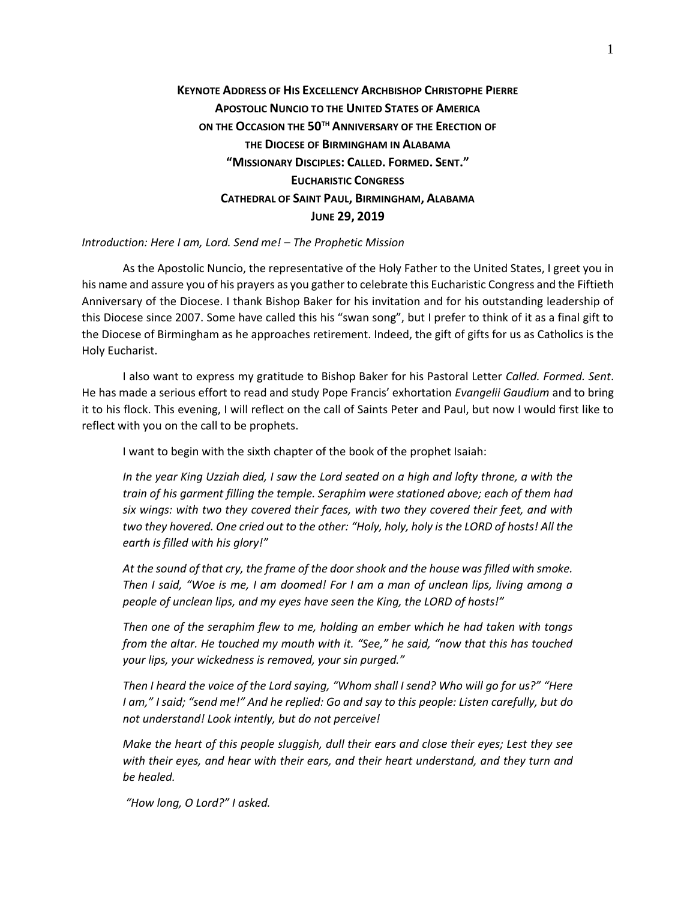**KEYNOTE ADDRESS OF HIS EXCELLENCY ARCHBISHOP CHRISTOPHE PIERRE**
**APOSTOLIC NUNCIO TO THE UNITED STATES OF AMERICA**
**ON THE OCCASION THE 50TH ANNIVERSARY OF THE ERECTION OF**
**THE DIOCESE OF BIRMINGHAM IN ALABAMA**
**"MISSIONARY DISCIPLES: CALLED. FORMED. SENT."**
**EUCHARISTIC CONGRESS**
**CATHEDRAL OF SAINT PAUL, BIRMINGHAM, ALABAMA**
**JUNE 29, 2019**

*Introduction: Here I am, Lord. Send me! – The Prophetic Mission*

As the Apostolic Nuncio, the representative of the Holy Father to the United States, I greet you in his name and assure you of his prayers as you gather to celebrate this Eucharistic Congress and the Fiftieth Anniversary of the Diocese. I thank Bishop Baker for his invitation and for his outstanding leadership of this Diocese since 2007. Some have called this his "swan song", but I prefer to think of it as a final gift to the Diocese of Birmingham as he approaches retirement. Indeed, the gift of gifts for us as Catholics is the Holy Eucharist.

I also want to express my gratitude to Bishop Baker for his Pastoral Letter *Called. Formed. Sent*. He has made a serious effort to read and study Pope Francis' exhortation *Evangelii Gaudium* and to bring it to his flock. This evening, I will reflect on the call of Saints Peter and Paul, but now I would first like to reflect with you on the call to be prophets.

I want to begin with the sixth chapter of the book of the prophet Isaiah:

> *In the year King Uzziah died, I saw the Lord seated on a high and lofty throne, a with the train of his garment filling the temple. Seraphim were stationed above; each of them had six wings: with two they covered their faces, with two they covered their feet, and with two they hovered. One cried out to the other: "Holy, holy, holy is the LORD of hosts! All the earth is filled with his glory!"*
>
> *At the sound of that cry, the frame of the door shook and the house was filled with smoke. Then I said, "Woe is me, I am doomed! For I am a man of unclean lips, living among a people of unclean lips, and my eyes have seen the King, the LORD of hosts!"*
>
> *Then one of the seraphim flew to me, holding an ember which he had taken with tongs from the altar. He touched my mouth with it. "See," he said, "now that this has touched your lips, your wickedness is removed, your sin purged."*
>
> *Then I heard the voice of the Lord saying, "Whom shall I send? Who will go for us?" "Here I am," I said; "send me!" And he replied: Go and say to this people: Listen carefully, but do not understand! Look intently, but do not perceive!*
>
> *Make the heart of this people sluggish, dull their ears and close their eyes; Lest they see with their eyes, and hear with their ears, and their heart understand, and they turn and be healed.*
>
> *"How long, O Lord?" I asked.*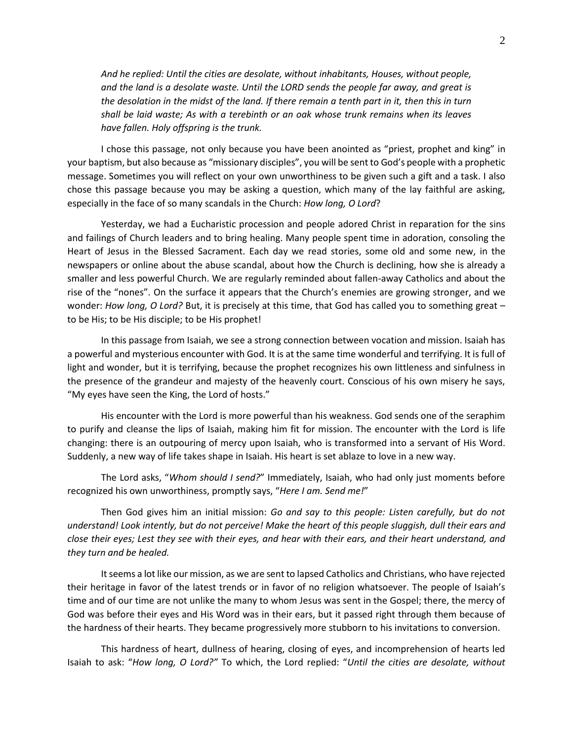*And he replied: Until the cities are desolate, without inhabitants, Houses, without people, and the land is a desolate waste. Until the LORD sends the people far away, and great is the desolation in the midst of the land. If there remain a tenth part in it, then this in turn shall be laid waste; As with a terebinth or an oak whose trunk remains when its leaves have fallen. Holy offspring is the trunk.*

I chose this passage, not only because you have been anointed as "priest, prophet and king" in your baptism, but also because as "missionary disciples", you will be sent to God's people with a prophetic message. Sometimes you will reflect on your own unworthiness to be given such a gift and a task. I also chose this passage because you may be asking a question, which many of the lay faithful are asking, especially in the face of so many scandals in the Church: *How long, O Lord*?

Yesterday, we had a Eucharistic procession and people adored Christ in reparation for the sins and failings of Church leaders and to bring healing. Many people spent time in adoration, consoling the Heart of Jesus in the Blessed Sacrament. Each day we read stories, some old and some new, in the newspapers or online about the abuse scandal, about how the Church is declining, how she is already a smaller and less powerful Church. We are regularly reminded about fallen-away Catholics and about the rise of the "nones". On the surface it appears that the Church's enemies are growing stronger, and we wonder: *How long, O Lord?* But, it is precisely at this time, that God has called you to something great – to be His; to be His disciple; to be His prophet!

In this passage from Isaiah, we see a strong connection between vocation and mission. Isaiah has a powerful and mysterious encounter with God. It is at the same time wonderful and terrifying. It is full of light and wonder, but it is terrifying, because the prophet recognizes his own littleness and sinfulness in the presence of the grandeur and majesty of the heavenly court. Conscious of his own misery he says, "My eyes have seen the King, the Lord of hosts."

His encounter with the Lord is more powerful than his weakness. God sends one of the seraphim to purify and cleanse the lips of Isaiah, making him fit for mission. The encounter with the Lord is life changing: there is an outpouring of mercy upon Isaiah, who is transformed into a servant of His Word. Suddenly, a new way of life takes shape in Isaiah. His heart is set ablaze to love in a new way.

The Lord asks, "*Whom should I send?*" Immediately, Isaiah, who had only just moments before recognized his own unworthiness, promptly says, "*Here I am. Send me!*"

Then God gives him an initial mission: *Go and say to this people: Listen carefully, but do not understand! Look intently, but do not perceive! Make the heart of this people sluggish, dull their ears and close their eyes; Lest they see with their eyes, and hear with their ears, and their heart understand, and they turn and be healed.*

It seems a lot like our mission, as we are sent to lapsed Catholics and Christians, who have rejected their heritage in favor of the latest trends or in favor of no religion whatsoever. The people of Isaiah's time and of our time are not unlike the many to whom Jesus was sent in the Gospel; there, the mercy of God was before their eyes and His Word was in their ears, but it passed right through them because of the hardness of their hearts. They became progressively more stubborn to his invitations to conversion.

This hardness of heart, dullness of hearing, closing of eyes, and incomprehension of hearts led Isaiah to ask: "*How long, O Lord?"* To which, the Lord replied: "*Until the cities are desolate, without*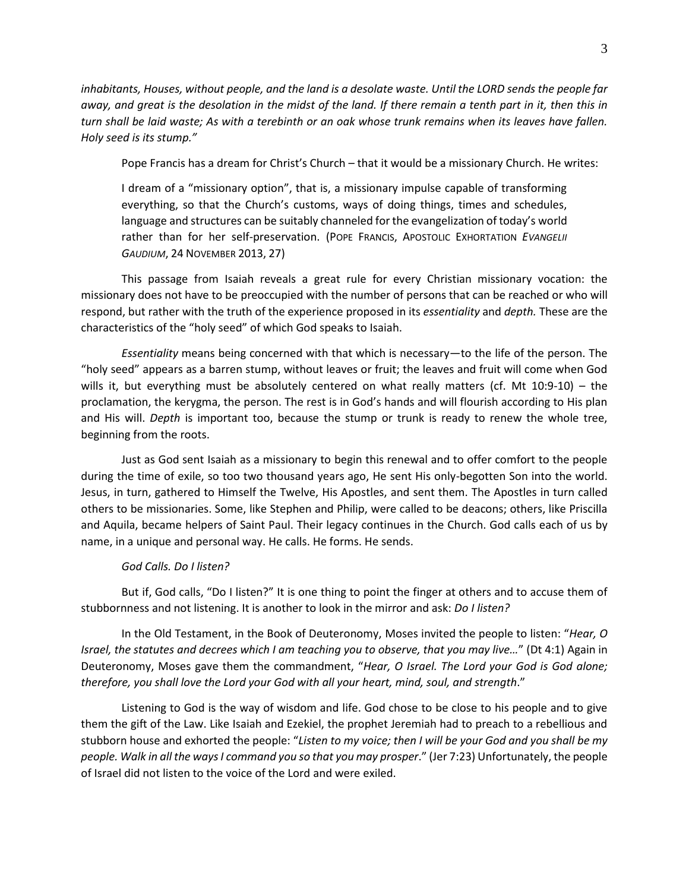*inhabitants, Houses, without people, and the land is a desolate waste. Until the LORD sends the people far away, and great is the desolation in the midst of the land. If there remain a tenth part in it, then this in turn shall be laid waste; As with a terebinth or an oak whose trunk remains when its leaves have fallen. Holy seed is its stump."*

Pope Francis has a dream for Christ's Church – that it would be a missionary Church. He writes:

> I dream of a "missionary option", that is, a missionary impulse capable of transforming everything, so that the Church's customs, ways of doing things, times and schedules, language and structures can be suitably channeled for the evangelization of today's world rather than for her self-preservation. (POPE FRANCIS, APOSTOLIC EXHORTATION *EVANGELII GAUDIUM*, 24 NOVEMBER 2013, 27)

This passage from Isaiah reveals a great rule for every Christian missionary vocation: the missionary does not have to be preoccupied with the number of persons that can be reached or who will respond, but rather with the truth of the experience proposed in its *essentiality* and *depth.* These are the characteristics of the "holy seed" of which God speaks to Isaiah.

*Essentiality* means being concerned with that which is necessary—to the life of the person. The "holy seed" appears as a barren stump, without leaves or fruit; the leaves and fruit will come when God wills it, but everything must be absolutely centered on what really matters (cf. Mt 10:9-10) – the proclamation, the kerygma, the person. The rest is in God's hands and will flourish according to His plan and His will. *Depth* is important too, because the stump or trunk is ready to renew the whole tree, beginning from the roots.

Just as God sent Isaiah as a missionary to begin this renewal and to offer comfort to the people during the time of exile, so too two thousand years ago, He sent His only-begotten Son into the world. Jesus, in turn, gathered to Himself the Twelve, His Apostles, and sent them. The Apostles in turn called others to be missionaries. Some, like Stephen and Philip, were called to be deacons; others, like Priscilla and Aquila, became helpers of Saint Paul. Their legacy continues in the Church. God calls each of us by name, in a unique and personal way. He calls. He forms. He sends.

*God Calls. Do I listen?*

But if, God calls, "Do I listen?" It is one thing to point the finger at others and to accuse them of stubbornness and not listening. It is another to look in the mirror and ask: *Do I listen?*

In the Old Testament, in the Book of Deuteronomy, Moses invited the people to listen: "*Hear, O Israel, the statutes and decrees which I am teaching you to observe, that you may live…*" (Dt 4:1) Again in Deuteronomy, Moses gave them the commandment, "*Hear, O Israel. The Lord your God is God alone; therefore, you shall love the Lord your God with all your heart, mind, soul, and strength*."

Listening to God is the way of wisdom and life. God chose to be close to his people and to give them the gift of the Law. Like Isaiah and Ezekiel, the prophet Jeremiah had to preach to a rebellious and stubborn house and exhorted the people: "*Listen to my voice; then I will be your God and you shall be my people. Walk in all the ways I command you so that you may prosper*." (Jer 7:23) Unfortunately, the people of Israel did not listen to the voice of the Lord and were exiled.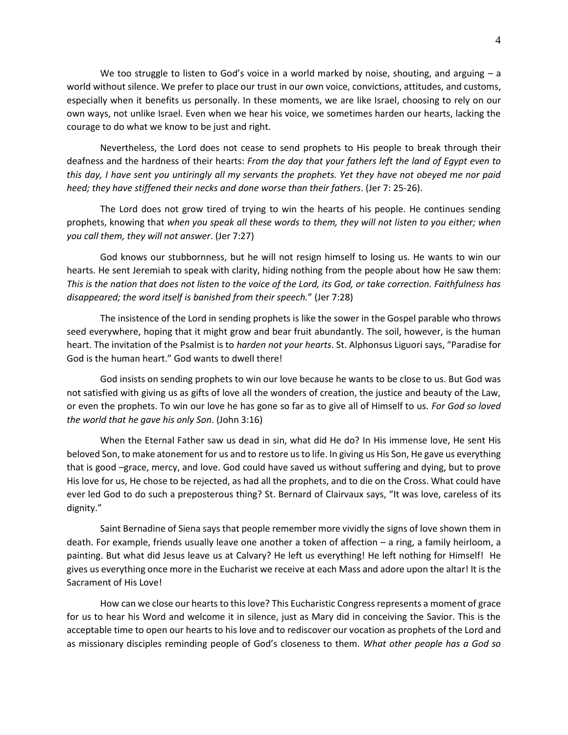We too struggle to listen to God's voice in a world marked by noise, shouting, and arguing – a world without silence. We prefer to place our trust in our own voice, convictions, attitudes, and customs, especially when it benefits us personally. In these moments, we are like Israel, choosing to rely on our own ways, not unlike Israel. Even when we hear his voice, we sometimes harden our hearts, lacking the courage to do what we know to be just and right.

Nevertheless, the Lord does not cease to send prophets to His people to break through their deafness and the hardness of their hearts: *From the day that your fathers left the land of Egypt even to this day, I have sent you untiringly all my servants the prophets. Yet they have not obeyed me nor paid heed; they have stiffened their necks and done worse than their fathers*. (Jer 7: 25-26).

The Lord does not grow tired of trying to win the hearts of his people. He continues sending prophets, knowing that *when you speak all these words to them, they will not listen to you either; when you call them, they will not answer*. (Jer 7:27)

God knows our stubbornness, but he will not resign himself to losing us. He wants to win our hearts. He sent Jeremiah to speak with clarity, hiding nothing from the people about how He saw them: *This is the nation that does not listen to the voice of the Lord, its God, or take correction. Faithfulness has disappeared; the word itself is banished from their speech.*" (Jer 7:28)

The insistence of the Lord in sending prophets is like the sower in the Gospel parable who throws seed everywhere, hoping that it might grow and bear fruit abundantly. The soil, however, is the human heart. The invitation of the Psalmist is to *harden not your hearts*. St. Alphonsus Liguori says, "Paradise for God is the human heart." God wants to dwell there!

God insists on sending prophets to win our love because he wants to be close to us. But God was not satisfied with giving us as gifts of love all the wonders of creation, the justice and beauty of the Law, or even the prophets. To win our love he has gone so far as to give all of Himself to us. *For God so loved the world that he gave his only Son*. (John 3:16)

When the Eternal Father saw us dead in sin, what did He do? In His immense love, He sent His beloved Son, to make atonement for us and to restore us to life. In giving us His Son, He gave us everything that is good –grace, mercy, and love. God could have saved us without suffering and dying, but to prove His love for us, He chose to be rejected, as had all the prophets, and to die on the Cross. What could have ever led God to do such a preposterous thing? St. Bernard of Clairvaux says, "It was love, careless of its dignity."

Saint Bernadine of Siena says that people remember more vividly the signs of love shown them in death. For example, friends usually leave one another a token of affection – a ring, a family heirloom, a painting. But what did Jesus leave us at Calvary? He left us everything! He left nothing for Himself! He gives us everything once more in the Eucharist we receive at each Mass and adore upon the altar! It is the Sacrament of His Love!

How can we close our hearts to this love? This Eucharistic Congress represents a moment of grace for us to hear his Word and welcome it in silence, just as Mary did in conceiving the Savior. This is the acceptable time to open our hearts to his love and to rediscover our vocation as prophets of the Lord and as missionary disciples reminding people of God's closeness to them. *What other people has a God so*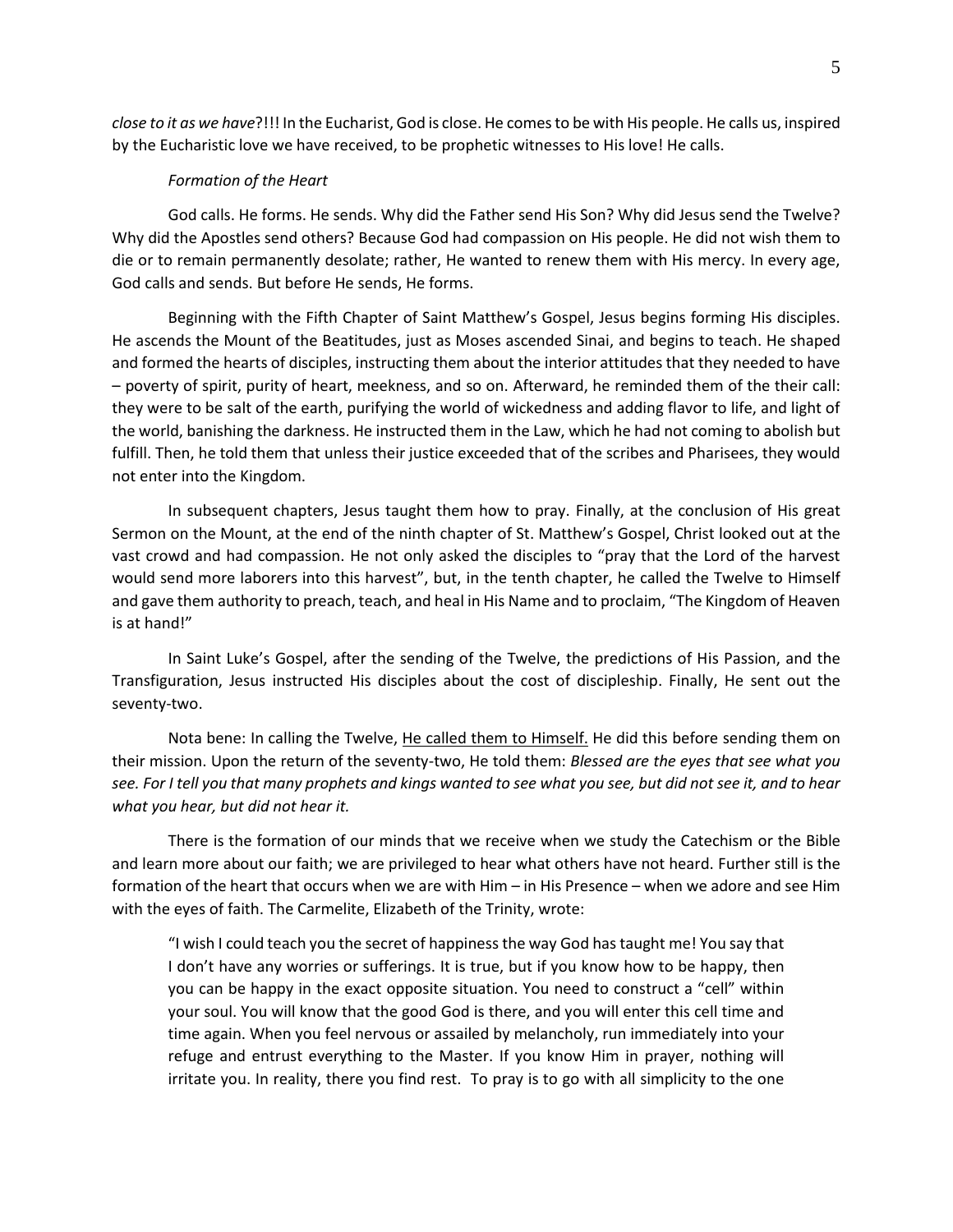*close to it as we have*?!!! In the Eucharist, God is close. He comes to be with His people. He calls us, inspired by the Eucharistic love we have received, to be prophetic witnesses to His love! He calls.

*Formation of the Heart*

God calls. He forms. He sends. Why did the Father send His Son? Why did Jesus send the Twelve? Why did the Apostles send others? Because God had compassion on His people. He did not wish them to die or to remain permanently desolate; rather, He wanted to renew them with His mercy. In every age, God calls and sends. But before He sends, He forms.

Beginning with the Fifth Chapter of Saint Matthew's Gospel, Jesus begins forming His disciples. He ascends the Mount of the Beatitudes, just as Moses ascended Sinai, and begins to teach. He shaped and formed the hearts of disciples, instructing them about the interior attitudes that they needed to have – poverty of spirit, purity of heart, meekness, and so on. Afterward, he reminded them of the their call: they were to be salt of the earth, purifying the world of wickedness and adding flavor to life, and light of the world, banishing the darkness. He instructed them in the Law, which he had not coming to abolish but fulfill. Then, he told them that unless their justice exceeded that of the scribes and Pharisees, they would not enter into the Kingdom.

In subsequent chapters, Jesus taught them how to pray. Finally, at the conclusion of His great Sermon on the Mount, at the end of the ninth chapter of St. Matthew's Gospel, Christ looked out at the vast crowd and had compassion. He not only asked the disciples to "pray that the Lord of the harvest would send more laborers into this harvest", but, in the tenth chapter, he called the Twelve to Himself and gave them authority to preach, teach, and heal in His Name and to proclaim, "The Kingdom of Heaven is at hand!"

In Saint Luke's Gospel, after the sending of the Twelve, the predictions of His Passion, and the Transfiguration, Jesus instructed His disciples about the cost of discipleship. Finally, He sent out the seventy-two.

Nota bene: In calling the Twelve, <u>He called them to Himself.</u> He did this before sending them on their mission. Upon the return of the seventy-two, He told them: *Blessed are the eyes that see what you see. For I tell you that many prophets and kings wanted to see what you see, but did not see it, and to hear what you hear, but did not hear it.*

There is the formation of our minds that we receive when we study the Catechism or the Bible and learn more about our faith; we are privileged to hear what others have not heard. Further still is the formation of the heart that occurs when we are with Him – in His Presence – when we adore and see Him with the eyes of faith. The Carmelite, Elizabeth of the Trinity, wrote:

> "I wish I could teach you the secret of happiness the way God has taught me! You say that I don't have any worries or sufferings. It is true, but if you know how to be happy, then you can be happy in the exact opposite situation. You need to construct a "cell" within your soul. You will know that the good God is there, and you will enter this cell time and time again. When you feel nervous or assailed by melancholy, run immediately into your refuge and entrust everything to the Master. If you know Him in prayer, nothing will irritate you. In reality, there you find rest. To pray is to go with all simplicity to the one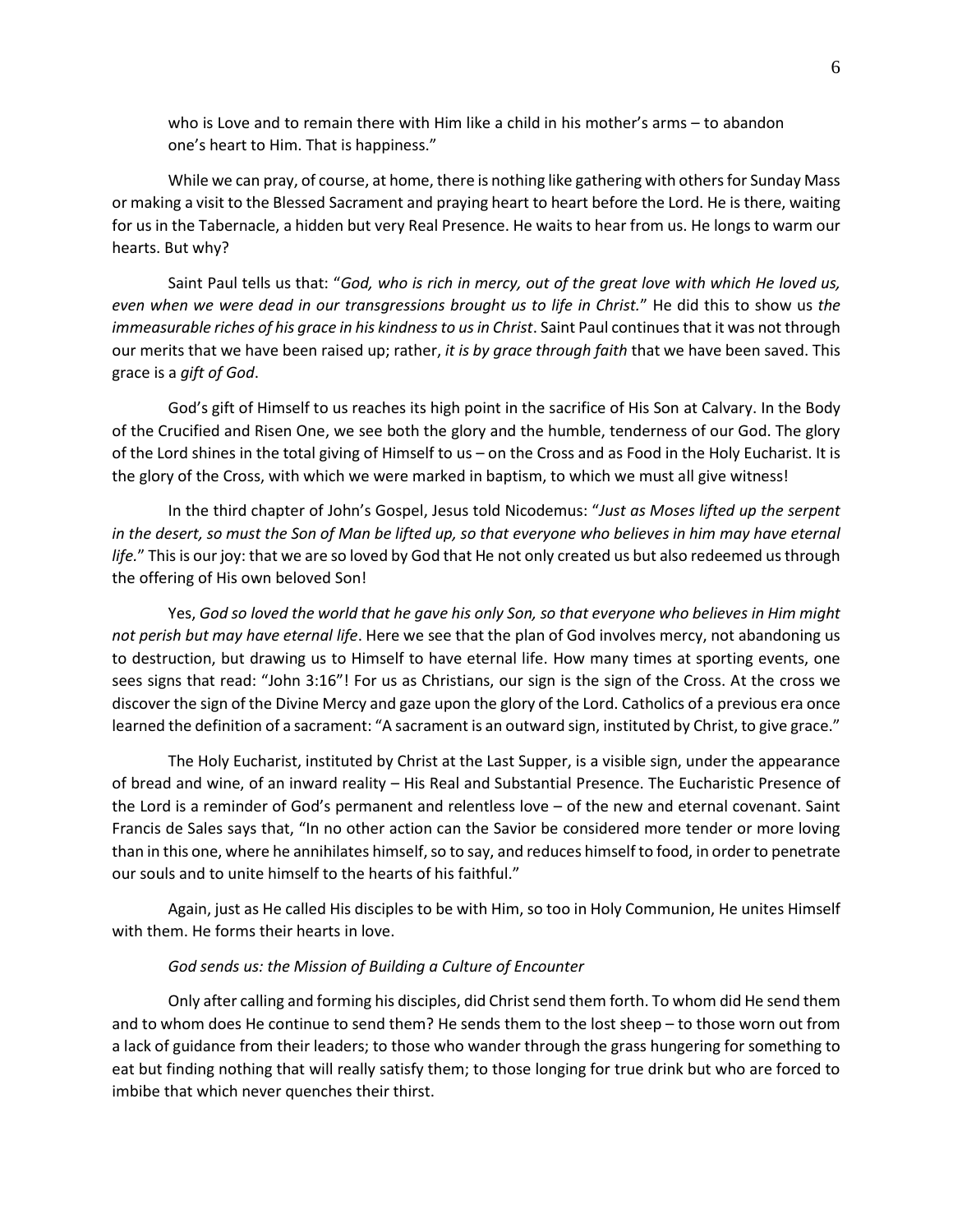who is Love and to remain there with Him like a child in his mother's arms – to abandon one's heart to Him. That is happiness."

While we can pray, of course, at home, there is nothing like gathering with others for Sunday Mass or making a visit to the Blessed Sacrament and praying heart to heart before the Lord. He is there, waiting for us in the Tabernacle, a hidden but very Real Presence. He waits to hear from us. He longs to warm our hearts. But why?

Saint Paul tells us that: "*God, who is rich in mercy, out of the great love with which He loved us, even when we were dead in our transgressions brought us to life in Christ.*" He did this to show us *the immeasurable riches of his grace in his kindness to us in Christ*. Saint Paul continues that it was not through our merits that we have been raised up; rather, *it is by grace through faith* that we have been saved. This grace is a *gift of God*.

God's gift of Himself to us reaches its high point in the sacrifice of His Son at Calvary. In the Body of the Crucified and Risen One, we see both the glory and the humble, tenderness of our God. The glory of the Lord shines in the total giving of Himself to us – on the Cross and as Food in the Holy Eucharist. It is the glory of the Cross, with which we were marked in baptism, to which we must all give witness!

In the third chapter of John's Gospel, Jesus told Nicodemus: "*Just as Moses lifted up the serpent in the desert, so must the Son of Man be lifted up, so that everyone who believes in him may have eternal life.*" This is our joy: that we are so loved by God that He not only created us but also redeemed us through the offering of His own beloved Son!

Yes, *God so loved the world that he gave his only Son, so that everyone who believes in Him might not perish but may have eternal life*. Here we see that the plan of God involves mercy, not abandoning us to destruction, but drawing us to Himself to have eternal life. How many times at sporting events, one sees signs that read: "John 3:16"! For us as Christians, our sign is the sign of the Cross. At the cross we discover the sign of the Divine Mercy and gaze upon the glory of the Lord. Catholics of a previous era once learned the definition of a sacrament: "A sacrament is an outward sign, instituted by Christ, to give grace."

The Holy Eucharist, instituted by Christ at the Last Supper, is a visible sign, under the appearance of bread and wine, of an inward reality – His Real and Substantial Presence. The Eucharistic Presence of the Lord is a reminder of God's permanent and relentless love – of the new and eternal covenant. Saint Francis de Sales says that, "In no other action can the Savior be considered more tender or more loving than in this one, where he annihilates himself, so to say, and reduces himself to food, in order to penetrate our souls and to unite himself to the hearts of his faithful."

Again, just as He called His disciples to be with Him, so too in Holy Communion, He unites Himself with them. He forms their hearts in love.

*God sends us: the Mission of Building a Culture of Encounter*

Only after calling and forming his disciples, did Christ send them forth. To whom did He send them and to whom does He continue to send them? He sends them to the lost sheep – to those worn out from a lack of guidance from their leaders; to those who wander through the grass hungering for something to eat but finding nothing that will really satisfy them; to those longing for true drink but who are forced to imbibe that which never quenches their thirst.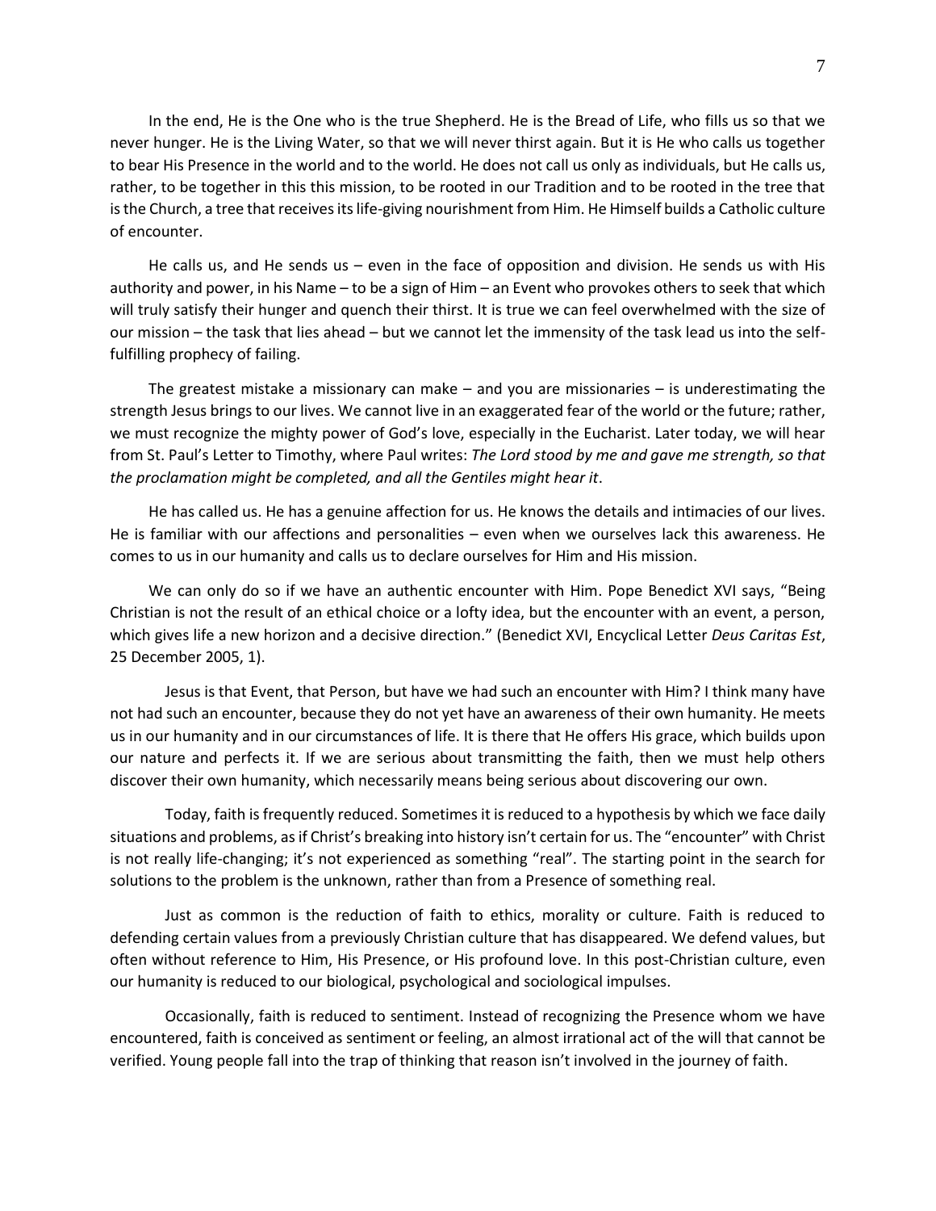In the end, He is the One who is the true Shepherd. He is the Bread of Life, who fills us so that we never hunger. He is the Living Water, so that we will never thirst again. But it is He who calls us together to bear His Presence in the world and to the world. He does not call us only as individuals, but He calls us, rather, to be together in this this mission, to be rooted in our Tradition and to be rooted in the tree that is the Church, a tree that receives its life-giving nourishment from Him. He Himself builds a Catholic culture of encounter.

He calls us, and He sends us – even in the face of opposition and division. He sends us with His authority and power, in his Name – to be a sign of Him – an Event who provokes others to seek that which will truly satisfy their hunger and quench their thirst. It is true we can feel overwhelmed with the size of our mission – the task that lies ahead – but we cannot let the immensity of the task lead us into the self-fulfilling prophecy of failing.

The greatest mistake a missionary can make – and you are missionaries – is underestimating the strength Jesus brings to our lives. We cannot live in an exaggerated fear of the world or the future; rather, we must recognize the mighty power of God's love, especially in the Eucharist. Later today, we will hear from St. Paul's Letter to Timothy, where Paul writes: *The Lord stood by me and gave me strength, so that the proclamation might be completed, and all the Gentiles might hear it*.

He has called us. He has a genuine affection for us. He knows the details and intimacies of our lives. He is familiar with our affections and personalities – even when we ourselves lack this awareness. He comes to us in our humanity and calls us to declare ourselves for Him and His mission.

We can only do so if we have an authentic encounter with Him. Pope Benedict XVI says, "Being Christian is not the result of an ethical choice or a lofty idea, but the encounter with an event, a person, which gives life a new horizon and a decisive direction." (Benedict XVI, Encyclical Letter *Deus Caritas Est*, 25 December 2005, 1).

Jesus is that Event, that Person, but have we had such an encounter with Him? I think many have not had such an encounter, because they do not yet have an awareness of their own humanity. He meets us in our humanity and in our circumstances of life. It is there that He offers His grace, which builds upon our nature and perfects it. If we are serious about transmitting the faith, then we must help others discover their own humanity, which necessarily means being serious about discovering our own.

Today, faith is frequently reduced. Sometimes it is reduced to a hypothesis by which we face daily situations and problems, as if Christ's breaking into history isn't certain for us. The "encounter" with Christ is not really life-changing; it's not experienced as something "real". The starting point in the search for solutions to the problem is the unknown, rather than from a Presence of something real.

Just as common is the reduction of faith to ethics, morality or culture. Faith is reduced to defending certain values from a previously Christian culture that has disappeared. We defend values, but often without reference to Him, His Presence, or His profound love. In this post-Christian culture, even our humanity is reduced to our biological, psychological and sociological impulses.

Occasionally, faith is reduced to sentiment. Instead of recognizing the Presence whom we have encountered, faith is conceived as sentiment or feeling, an almost irrational act of the will that cannot be verified. Young people fall into the trap of thinking that reason isn't involved in the journey of faith.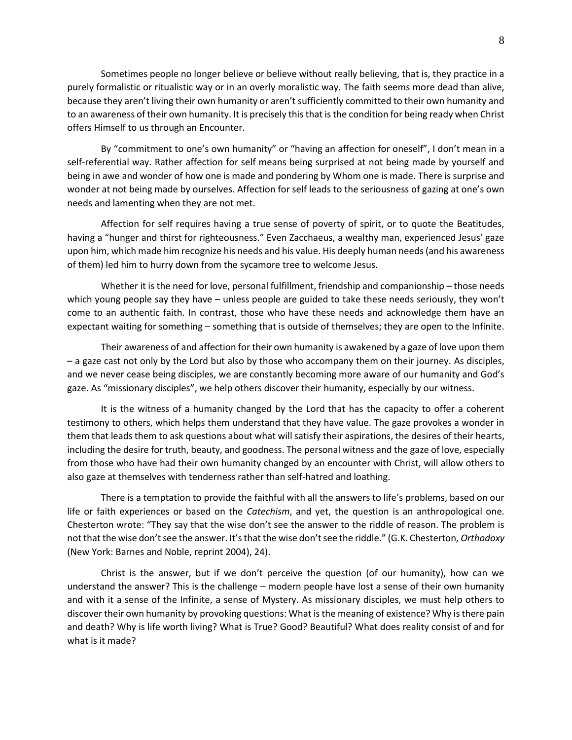Sometimes people no longer believe or believe without really believing, that is, they practice in a purely formalistic or ritualistic way or in an overly moralistic way. The faith seems more dead than alive, because they aren't living their own humanity or aren't sufficiently committed to their own humanity and to an awareness of their own humanity. It is precisely this that is the condition for being ready when Christ offers Himself to us through an Encounter.

By "commitment to one's own humanity" or "having an affection for oneself", I don't mean in a self-referential way. Rather affection for self means being surprised at not being made by yourself and being in awe and wonder of how one is made and pondering by Whom one is made. There is surprise and wonder at not being made by ourselves. Affection for self leads to the seriousness of gazing at one's own needs and lamenting when they are not met.

Affection for self requires having a true sense of poverty of spirit, or to quote the Beatitudes, having a "hunger and thirst for righteousness." Even Zacchaeus, a wealthy man, experienced Jesus' gaze upon him, which made him recognize his needs and his value. His deeply human needs (and his awareness of them) led him to hurry down from the sycamore tree to welcome Jesus.

Whether it is the need for love, personal fulfillment, friendship and companionship – those needs which young people say they have – unless people are guided to take these needs seriously, they won't come to an authentic faith. In contrast, those who have these needs and acknowledge them have an expectant waiting for something – something that is outside of themselves; they are open to the Infinite.

Their awareness of and affection for their own humanity is awakened by a gaze of love upon them – a gaze cast not only by the Lord but also by those who accompany them on their journey. As disciples, and we never cease being disciples, we are constantly becoming more aware of our humanity and God's gaze. As "missionary disciples", we help others discover their humanity, especially by our witness.

It is the witness of a humanity changed by the Lord that has the capacity to offer a coherent testimony to others, which helps them understand that they have value. The gaze provokes a wonder in them that leads them to ask questions about what will satisfy their aspirations, the desires of their hearts, including the desire for truth, beauty, and goodness. The personal witness and the gaze of love, especially from those who have had their own humanity changed by an encounter with Christ, will allow others to also gaze at themselves with tenderness rather than self-hatred and loathing.

There is a temptation to provide the faithful with all the answers to life's problems, based on our life or faith experiences or based on the *Catechism*, and yet, the question is an anthropological one. Chesterton wrote: "They say that the wise don't see the answer to the riddle of reason. The problem is not that the wise don't see the answer. It's that the wise don't see the riddle." (G.K. Chesterton, *Orthodoxy* (New York: Barnes and Noble, reprint 2004), 24).

Christ is the answer, but if we don't perceive the question (of our humanity), how can we understand the answer? This is the challenge – modern people have lost a sense of their own humanity and with it a sense of the Infinite, a sense of Mystery. As missionary disciples, we must help others to discover their own humanity by provoking questions: What is the meaning of existence? Why is there pain and death? Why is life worth living? What is True? Good? Beautiful? What does reality consist of and for what is it made?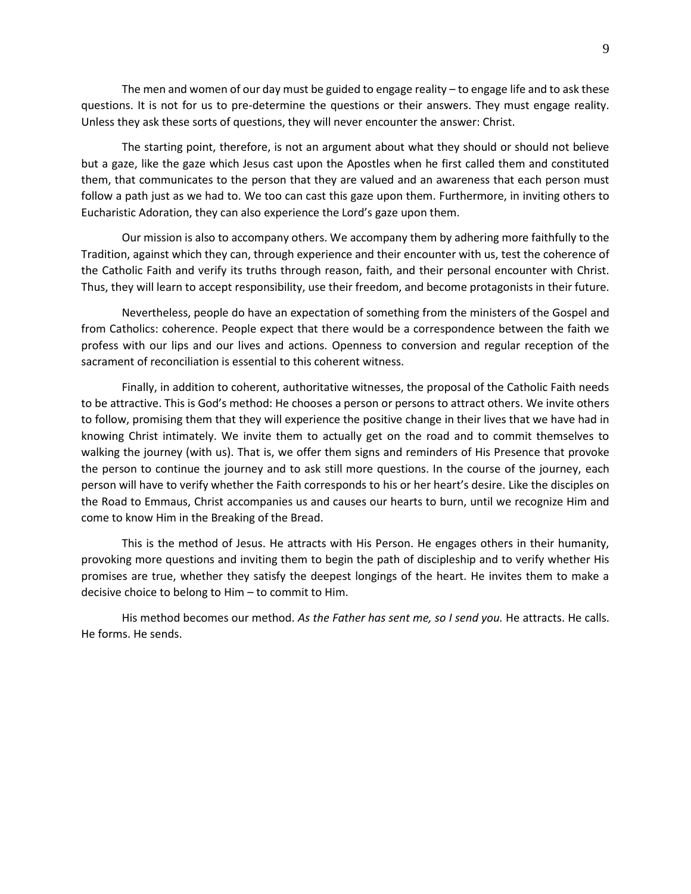The men and women of our day must be guided to engage reality – to engage life and to ask these questions. It is not for us to pre-determine the questions or their answers. They must engage reality. Unless they ask these sorts of questions, they will never encounter the answer: Christ.

The starting point, therefore, is not an argument about what they should or should not believe but a gaze, like the gaze which Jesus cast upon the Apostles when he first called them and constituted them, that communicates to the person that they are valued and an awareness that each person must follow a path just as we had to. We too can cast this gaze upon them. Furthermore, in inviting others to Eucharistic Adoration, they can also experience the Lord's gaze upon them.

Our mission is also to accompany others. We accompany them by adhering more faithfully to the Tradition, against which they can, through experience and their encounter with us, test the coherence of the Catholic Faith and verify its truths through reason, faith, and their personal encounter with Christ. Thus, they will learn to accept responsibility, use their freedom, and become protagonists in their future.

Nevertheless, people do have an expectation of something from the ministers of the Gospel and from Catholics: coherence. People expect that there would be a correspondence between the faith we profess with our lips and our lives and actions. Openness to conversion and regular reception of the sacrament of reconciliation is essential to this coherent witness.

Finally, in addition to coherent, authoritative witnesses, the proposal of the Catholic Faith needs to be attractive. This is God's method: He chooses a person or persons to attract others. We invite others to follow, promising them that they will experience the positive change in their lives that we have had in knowing Christ intimately. We invite them to actually get on the road and to commit themselves to walking the journey (with us). That is, we offer them signs and reminders of His Presence that provoke the person to continue the journey and to ask still more questions. In the course of the journey, each person will have to verify whether the Faith corresponds to his or her heart's desire. Like the disciples on the Road to Emmaus, Christ accompanies us and causes our hearts to burn, until we recognize Him and come to know Him in the Breaking of the Bread.

This is the method of Jesus. He attracts with His Person. He engages others in their humanity, provoking more questions and inviting them to begin the path of discipleship and to verify whether His promises are true, whether they satisfy the deepest longings of the heart. He invites them to make a decisive choice to belong to Him – to commit to Him.

His method becomes our method. *As the Father has sent me, so I send you.* He attracts. He calls. He forms. He sends.